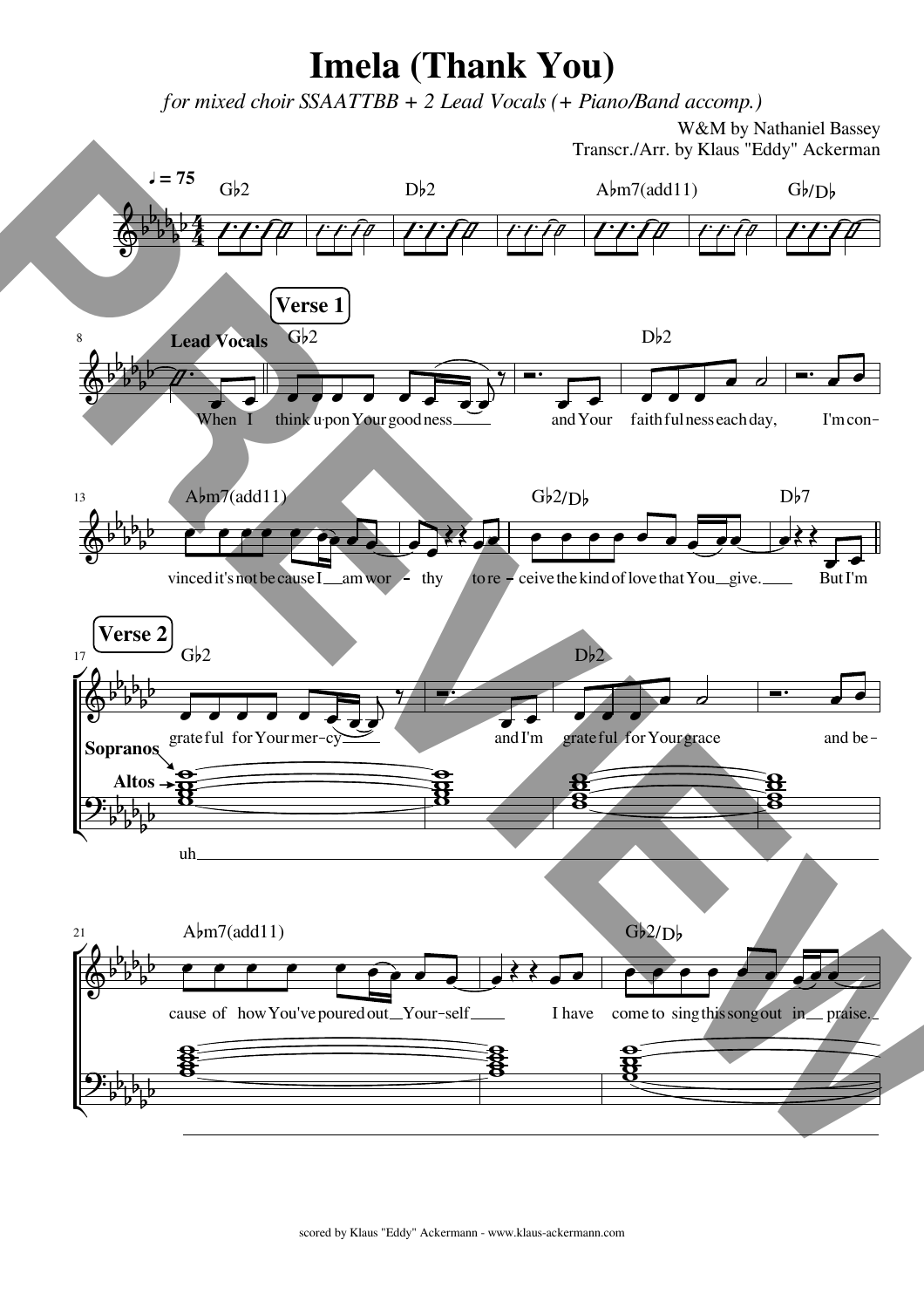# Imela (Thank You)

*for mixed choir SSAATTBB + 2 Lead Vocals (+ Piano/Band accomp.)*

W&M by Nathaniel Bassey
Transcr./Arr. by Klaus "Eddy" Ackerman

♩ = 75

Gb2 — Db2 — Abm7(add11) — Gb/Db

**Verse 1**

**Lead Vocals**

Gb2 — Db2

When I think upon Your goodness and Your faithfulness each day, I'm con-

Abm7(add11) — Gb2/Db — Db7

vinced it's not because I am worthy to receive the kind of love that You give. But I'm

**Verse 2**

Gb2 — Db2

grateful for Your mercy and I'm grateful for Your grace and be-

**Sopranos**
**Altos**

uh

Abm7(add11) — Gb2/Db

cause of how You've poured out Yourself I have come to sing this song out in praise.

scored by Klaus "Eddy" Ackermann - www.klaus-ackermann.com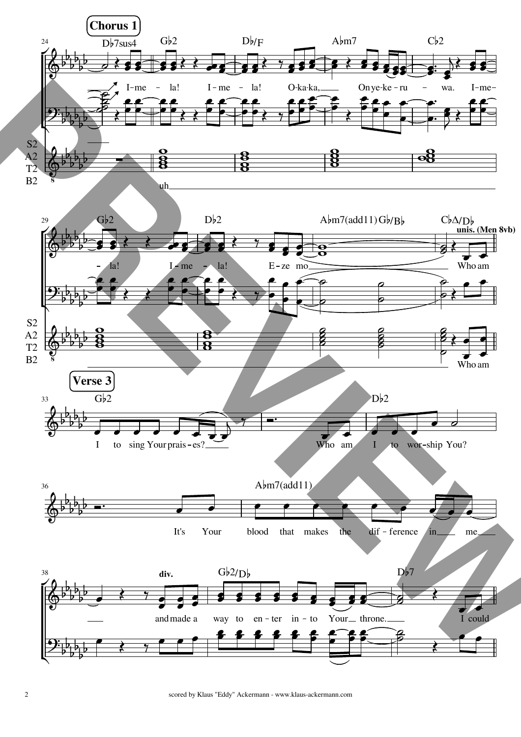## Chorus 1

**24** D♭7sus4 | G♭2 | D♭/F | A♭m7 | C♭2

I - me - la! I - me - la! O-ka-ka, On ye-ke - ru - wa. I - me -

S2 A2 T2 B2: uh

**29** G♭2 | D♭2 | A♭m7(add11) G♭/B♭ | C♭Δ/D♭

- la! I - me - la! E - ze mo Who am

*unis. (Men 8vb)*

S2 A2 T2 B2: Who am

## Verse 3

**33** G♭2 | | D♭2

I to sing Your prais - es? Who am I to wor-ship You?

**36** | A♭m7(add11)

It's Your blood that makes the dif - ference in me

**38** *div.* | G♭2/D♭ | D♭7

and made a way to en - ter in - to Your throne. I could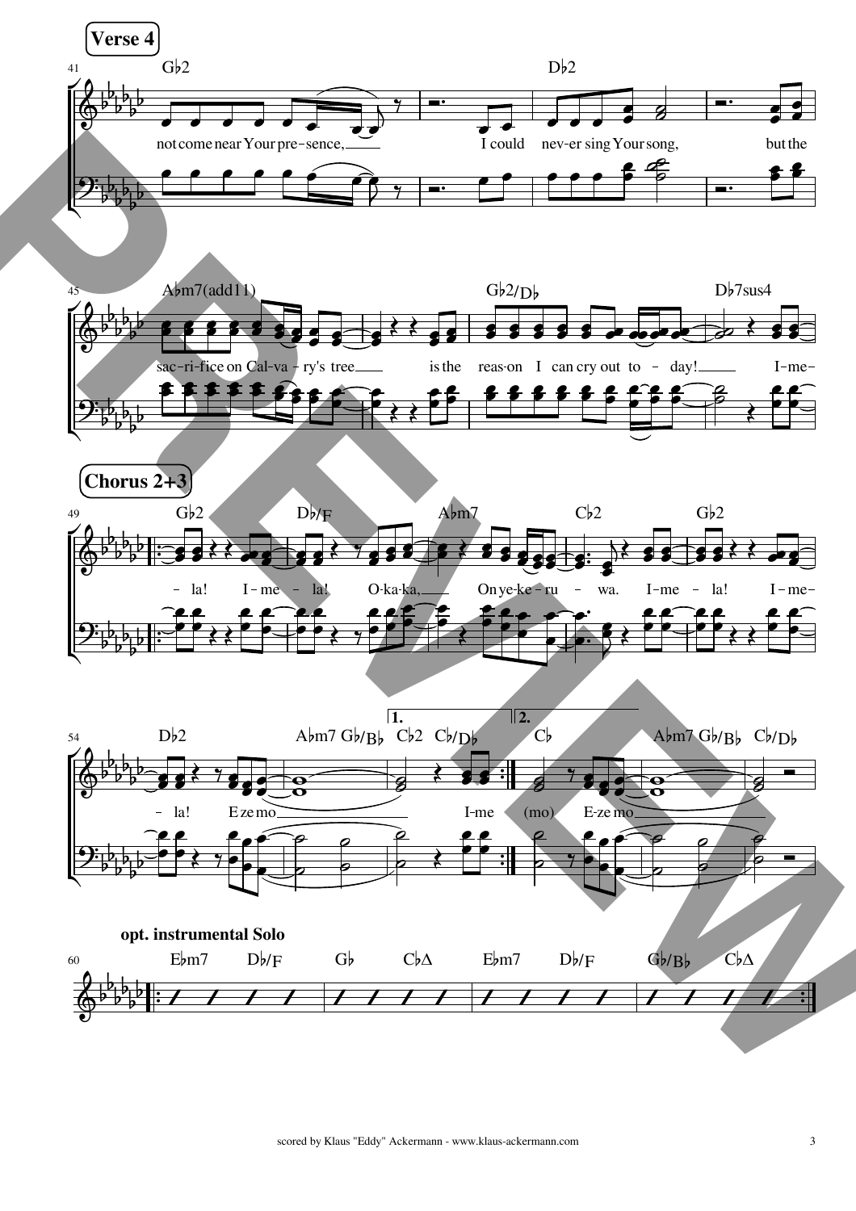**Verse 4**

41 G♭2 — D♭2

not come near Your pre-sence, I could nev-er sing Your song, but the

45 A♭m7(add11) — G♭2/D♭ — D♭7sus4

sac-ri-fice on Cal-va-ry's tree is the reas-on I can cry out to-day! I-me-

**Chorus 2+3**

49 G♭2 — D♭/F — A♭m7 — C♭2 — G♭2

-la! I-me-la! O-ka-ka, On ye-ke-ru-wa. I-me-la! I-me-

54 D♭2 — A♭m7 G♭/B♭ — 1. C♭2 C♭/D♭ — 2. C♭ — A♭m7 G♭/B♭ C♭/D♭

-la! E ze mo I-me (mo) E-ze mo

**opt. instrumental Solo**

60 E♭m7 D♭/F G♭ C♭Δ E♭m7 D♭/F G♭/B♭ C♭Δ

scored by Klaus "Eddy" Ackermann - www.klaus-ackermann.com